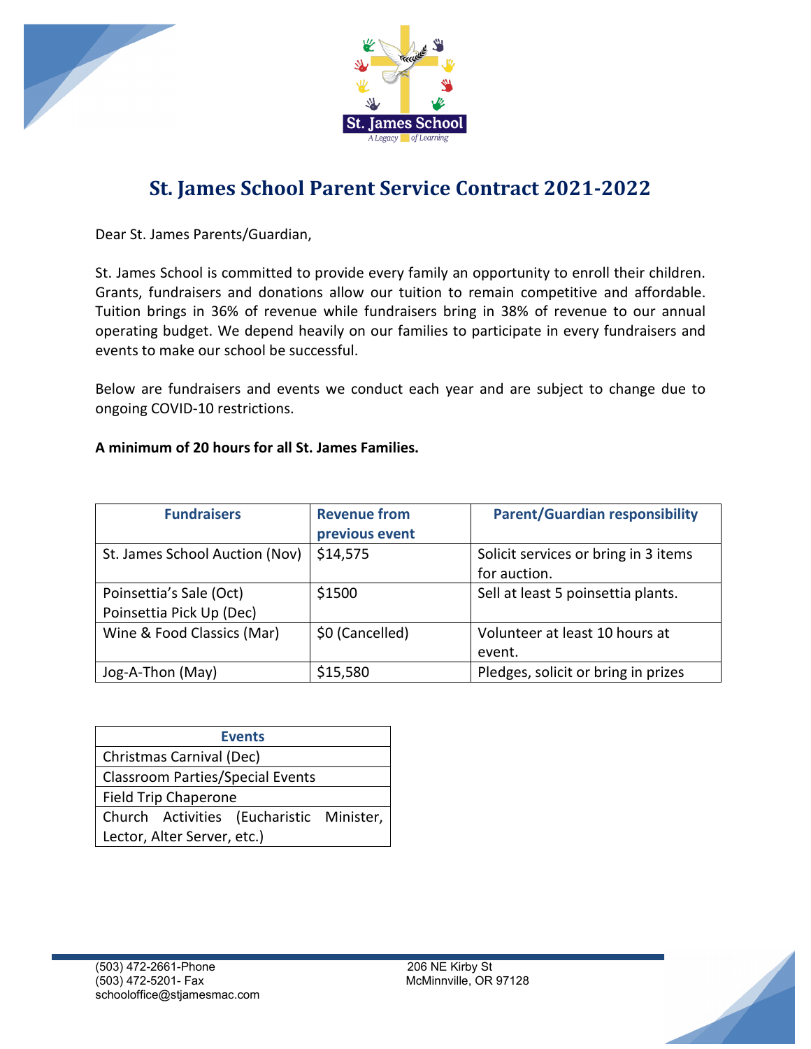St. James School

A Legacy of Learning

# St. James School Parent Service Contract 2021-2022

Dear St. James Parents/Guardian,

St. James School is committed to provide every family an opportunity to enroll their children. Grants, fundraisers and donations allow our tuition to remain competitive and affordable. Tuition brings in 36% of revenue while fundraisers bring in 38% of revenue to our annual operating budget. We depend heavily on our families to participate in every fundraisers and events to make our school be successful.

Below are fundraisers and events we conduct each year and are subject to change due to ongoing COVID-10 restrictions.

**A minimum of 20 hours for all St. James Families.**

| Fundraisers | Revenue from previous event | Parent/Guardian responsibility |
|---|---|---|
| St. James School Auction (Nov) | $14,575 | Solicit services or bring in 3 items for auction. |
| Poinsettia's Sale (Oct)<br>Poinsettia Pick Up (Dec) | $1500 | Sell at least 5 poinsettia plants. |
| Wine & Food Classics (Mar) | $0 (Cancelled) | Volunteer at least 10 hours at event. |
| Jog-A-Thon (May) | $15,580 | Pledges, solicit or bring in prizes |

| Events |
|---|
| Christmas Carnival (Dec) |
| Classroom Parties/Special Events |
| Field Trip Chaperone |
| Church Activities (Eucharistic Minister, Lector, Alter Server, etc.) |

(503) 472-2661-Phone
(503) 472-5201- Fax
schooloffice@stjamesmac.com

206 NE Kirby St
McMinnville, OR 97128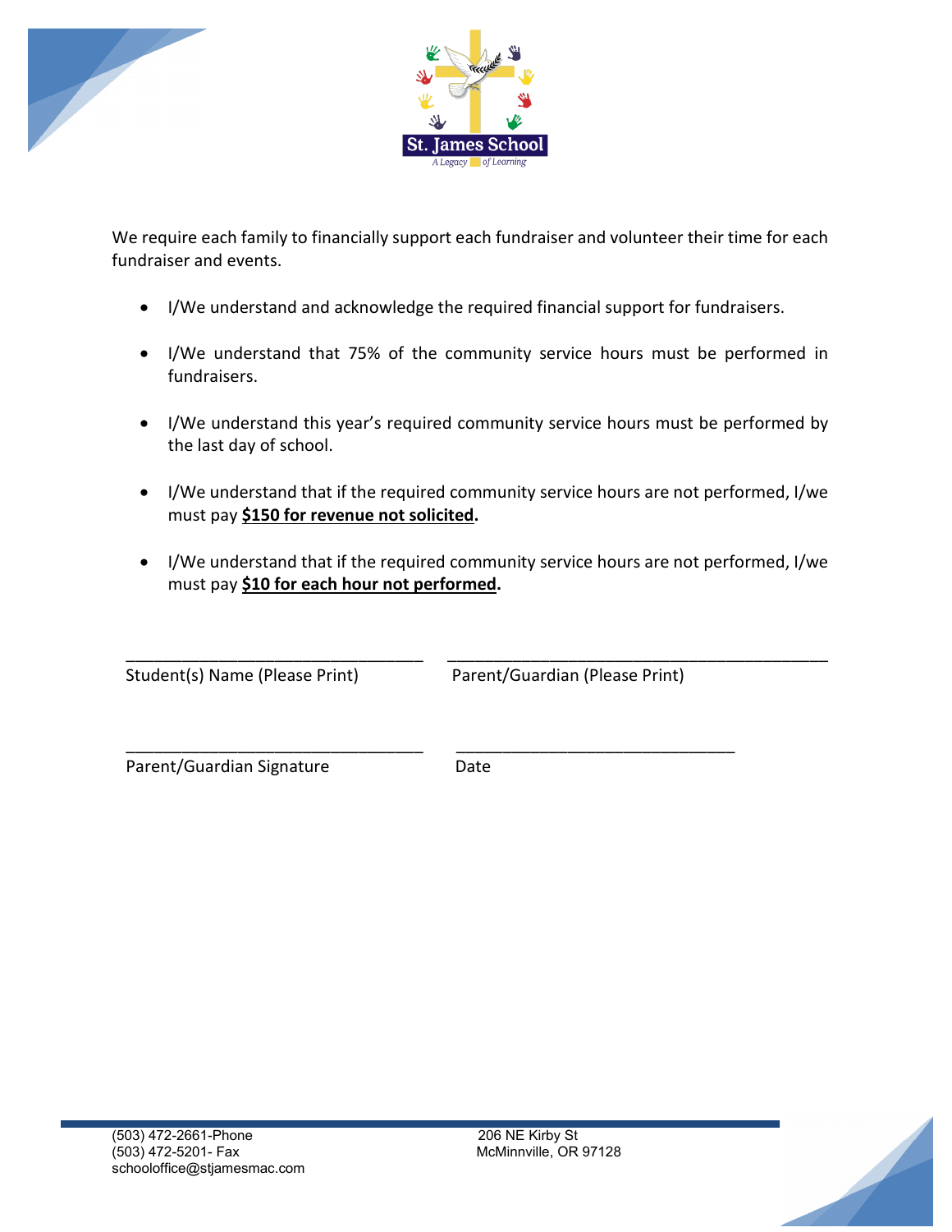We require each family to financially support each fundraiser and volunteer their time for each fundraiser and events.

- I/We understand and acknowledge the required financial support for fundraisers.
- I/We understand that 75% of the community service hours must be performed in fundraisers.
- I/We understand this year's required community service hours must be performed by the last day of school.
- I/We understand that if the required community service hours are not performed, I/we must pay **$150 for revenue not solicited.**
- I/We understand that if the required community service hours are not performed, I/we must pay **$10 for each hour not performed.**

_________________________________ Student(s) Name (Please Print)

_________________________________ Parent/Guardian (Please Print)

_________________________________ Parent/Guardian Signature

_________________________________ Date